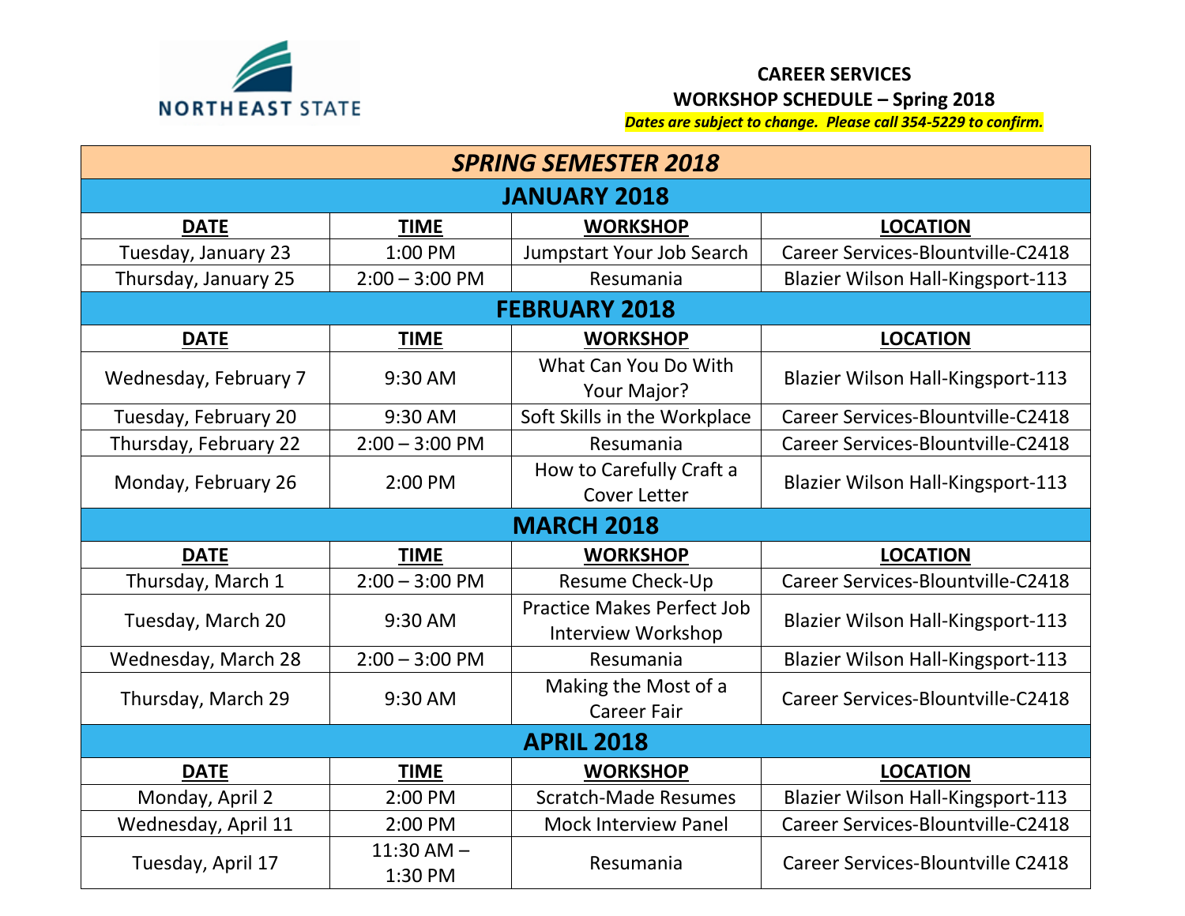NORTHEAST STATE

**CAREER SERVICES**
**WORKSHOP SCHEDULE – Spring 2018**
***Dates are subject to change. Please call 354-5229 to confirm.***

| ***SPRING SEMESTER 2018*** | | | |
|---|---|---|---|
| **JANUARY 2018** | | | |
| **DATE** | **TIME** | **WORKSHOP** | **LOCATION** |
| Tuesday, January 23 | 1:00 PM | Jumpstart Your Job Search | Career Services-Blountville-C2418 |
| Thursday, January 25 | 2:00 – 3:00 PM | Resumania | Blazier Wilson Hall-Kingsport-113 |
| **FEBRUARY 2018** | | | |
| **DATE** | **TIME** | **WORKSHOP** | **LOCATION** |
| Wednesday, February 7 | 9:30 AM | What Can You Do With Your Major? | Blazier Wilson Hall-Kingsport-113 |
| Tuesday, February 20 | 9:30 AM | Soft Skills in the Workplace | Career Services-Blountville-C2418 |
| Thursday, February 22 | 2:00 – 3:00 PM | Resumania | Career Services-Blountville-C2418 |
| Monday, February 26 | 2:00 PM | How to Carefully Craft a Cover Letter | Blazier Wilson Hall-Kingsport-113 |
| **MARCH 2018** | | | |
| **DATE** | **TIME** | **WORKSHOP** | **LOCATION** |
| Thursday, March 1 | 2:00 – 3:00 PM | Resume Check-Up | Career Services-Blountville-C2418 |
| Tuesday, March 20 | 9:30 AM | Practice Makes Perfect Job Interview Workshop | Blazier Wilson Hall-Kingsport-113 |
| Wednesday, March 28 | 2:00 – 3:00 PM | Resumania | Blazier Wilson Hall-Kingsport-113 |
| Thursday, March 29 | 9:30 AM | Making the Most of a Career Fair | Career Services-Blountville-C2418 |
| **APRIL 2018** | | | |
| **DATE** | **TIME** | **WORKSHOP** | **LOCATION** |
| Monday, April 2 | 2:00 PM | Scratch-Made Resumes | Blazier Wilson Hall-Kingsport-113 |
| Wednesday, April 11 | 2:00 PM | Mock Interview Panel | Career Services-Blountville-C2418 |
| Tuesday, April 17 | 11:30 AM – 1:30 PM | Resumania | Career Services-Blountville C2418 |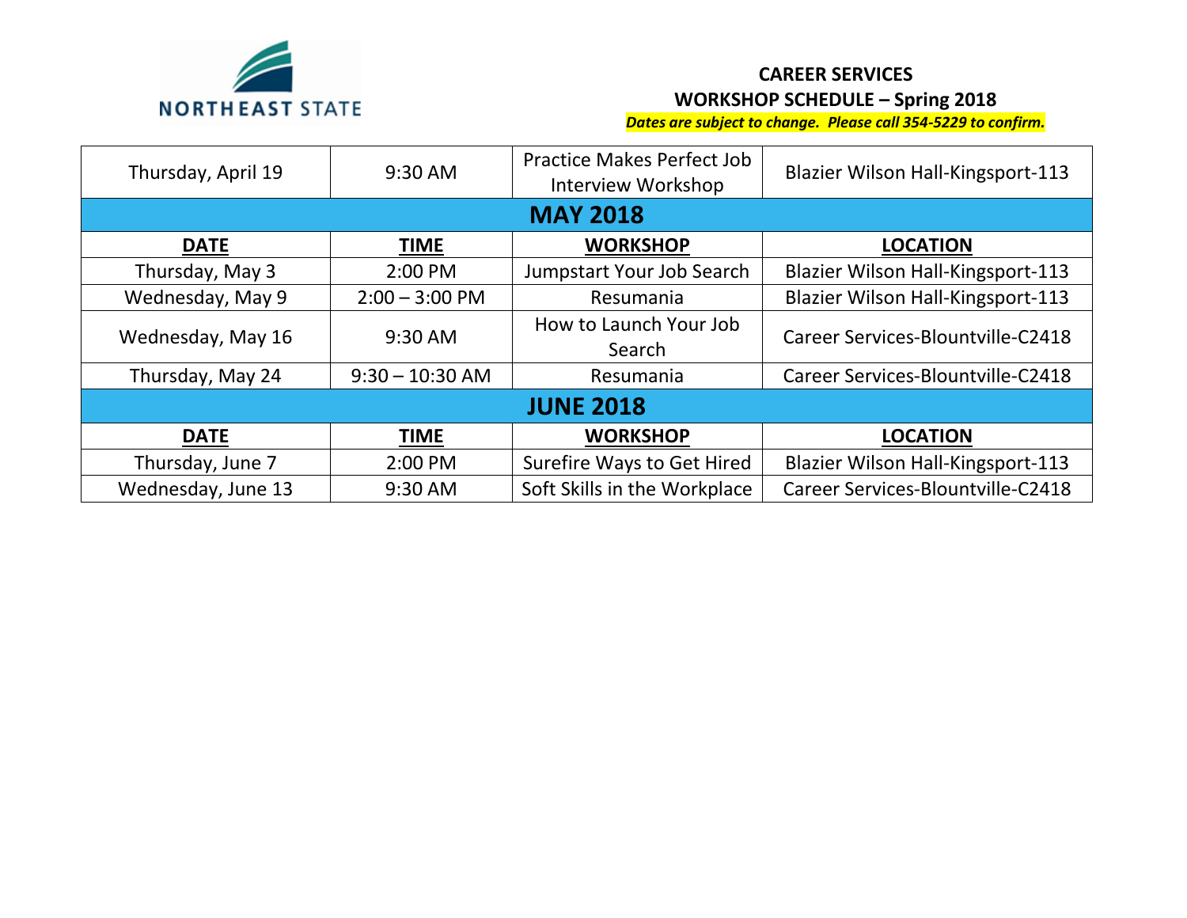**NORTHEAST STATE**

**CAREER SERVICES**
**WORKSHOP SCHEDULE – Spring 2018**
***Dates are subject to change. Please call 354-5229 to confirm.***

| | | | |
|---|---|---|---|
| Thursday, April 19 | 9:30 AM | Practice Makes Perfect Job Interview Workshop | Blazier Wilson Hall-Kingsport-113 |
| **MAY 2018** | | | |
| **DATE** | **TIME** | **WORKSHOP** | **LOCATION** |
| Thursday, May 3 | 2:00 PM | Jumpstart Your Job Search | Blazier Wilson Hall-Kingsport-113 |
| Wednesday, May 9 | 2:00 – 3:00 PM | Resumania | Blazier Wilson Hall-Kingsport-113 |
| Wednesday, May 16 | 9:30 AM | How to Launch Your Job Search | Career Services-Blountville-C2418 |
| Thursday, May 24 | 9:30 – 10:30 AM | Resumania | Career Services-Blountville-C2418 |
| **JUNE 2018** | | | |
| **DATE** | **TIME** | **WORKSHOP** | **LOCATION** |
| Thursday, June 7 | 2:00 PM | Surefire Ways to Get Hired | Blazier Wilson Hall-Kingsport-113 |
| Wednesday, June 13 | 9:30 AM | Soft Skills in the Workplace | Career Services-Blountville-C2418 |